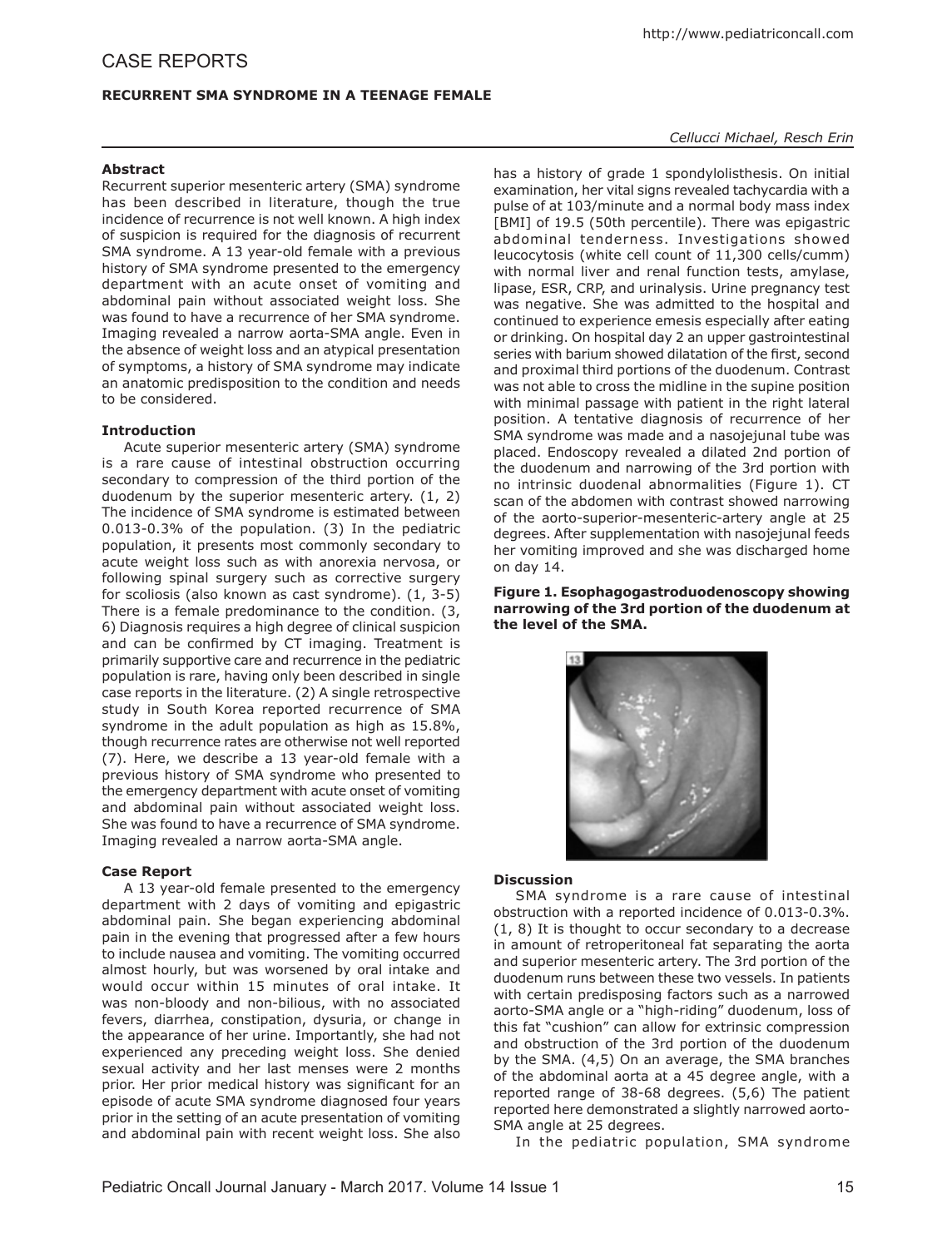# CASE REPORTS

## RECURRENT SMA SYNDROME IN A TEENAGE FEMALE

*Cellucci Michael, Resch Erin*

### Abstract

Recurrent superior mesenteric artery (SMA) syndrome has been described in literature, though the true incidence of recurrence is not well known. A high index of suspicion is required for the diagnosis of recurrent SMA syndrome. A 13 year-old female with a previous history of SMA syndrome presented to the emergency department with an acute onset of vomiting and abdominal pain without associated weight loss. She was found to have a recurrence of her SMA syndrome. Imaging revealed a narrow aorta-SMA angle. Even in the absence of weight loss and an atypical presentation of symptoms, a history of SMA syndrome may indicate an anatomic predisposition to the condition and needs to be considered.

### Introduction

Acute superior mesenteric artery (SMA) syndrome is a rare cause of intestinal obstruction occurring secondary to compression of the third portion of the duodenum by the superior mesenteric artery. (1, 2) The incidence of SMA syndrome is estimated between 0.013-0.3% of the population. (3) In the pediatric population, it presents most commonly secondary to acute weight loss such as with anorexia nervosa, or following spinal surgery such as corrective surgery for scoliosis (also known as cast syndrome). (1, 3-5) There is a female predominance to the condition. (3, 6) Diagnosis requires a high degree of clinical suspicion and can be confirmed by CT imaging. Treatment is primarily supportive care and recurrence in the pediatric population is rare, having only been described in single case reports in the literature. (2) A single retrospective study in South Korea reported recurrence of SMA syndrome in the adult population as high as 15.8%, though recurrence rates are otherwise not well reported (7). Here, we describe a 13 year-old female with a previous history of SMA syndrome who presented to the emergency department with acute onset of vomiting and abdominal pain without associated weight loss. She was found to have a recurrence of SMA syndrome. Imaging revealed a narrow aorta-SMA angle.

### Case Report

A 13 year-old female presented to the emergency department with 2 days of vomiting and epigastric abdominal pain. She began experiencing abdominal pain in the evening that progressed after a few hours to include nausea and vomiting. The vomiting occurred almost hourly, but was worsened by oral intake and would occur within 15 minutes of oral intake. It was non-bloody and non-bilious, with no associated fevers, diarrhea, constipation, dysuria, or change in the appearance of her urine. Importantly, she had not experienced any preceding weight loss. She denied sexual activity and her last menses were 2 months prior. Her prior medical history was significant for an episode of acute SMA syndrome diagnosed four years prior in the setting of an acute presentation of vomiting and abdominal pain with recent weight loss. She also has a history of grade 1 spondylolisthesis. On initial examination, her vital signs revealed tachycardia with a pulse of at 103/minute and a normal body mass index [BMI] of 19.5 (50th percentile). There was epigastric abdominal tenderness. Investigations showed leucocytosis (white cell count of 11,300 cells/cumm) with normal liver and renal function tests, amylase, lipase, ESR, CRP, and urinalysis. Urine pregnancy test was negative. She was admitted to the hospital and continued to experience emesis especially after eating or drinking. On hospital day 2 an upper gastrointestinal series with barium showed dilatation of the first, second and proximal third portions of the duodenum. Contrast was not able to cross the midline in the supine position with minimal passage with patient in the right lateral position. A tentative diagnosis of recurrence of her SMA syndrome was made and a nasojejunal tube was placed. Endoscopy revealed a dilated 2nd portion of the duodenum and narrowing of the 3rd portion with no intrinsic duodenal abnormalities (Figure 1). CT scan of the abdomen with contrast showed narrowing of the aorto-superior-mesenteric-artery angle at 25 degrees. After supplementation with nasojejunal feeds her vomiting improved and she was discharged home on day 14.

**Figure 1. Esophagogastroduodenoscopy showing narrowing of the 3rd portion of the duodenum at the level of the SMA.**

### Discussion

SMA syndrome is a rare cause of intestinal obstruction with a reported incidence of 0.013-0.3%. (1, 8) It is thought to occur secondary to a decrease in amount of retroperitoneal fat separating the aorta and superior mesenteric artery. The 3rd portion of the duodenum runs between these two vessels. In patients with certain predisposing factors such as a narrowed aorto-SMA angle or a "high-riding" duodenum, loss of this fat "cushion" can allow for extrinsic compression and obstruction of the 3rd portion of the duodenum by the SMA. (4,5) On an average, the SMA branches of the abdominal aorta at a 45 degree angle, with a reported range of 38-68 degrees. (5,6) The patient reported here demonstrated a slightly narrowed aorto-SMA angle at 25 degrees.

In the pediatric population, SMA syndrome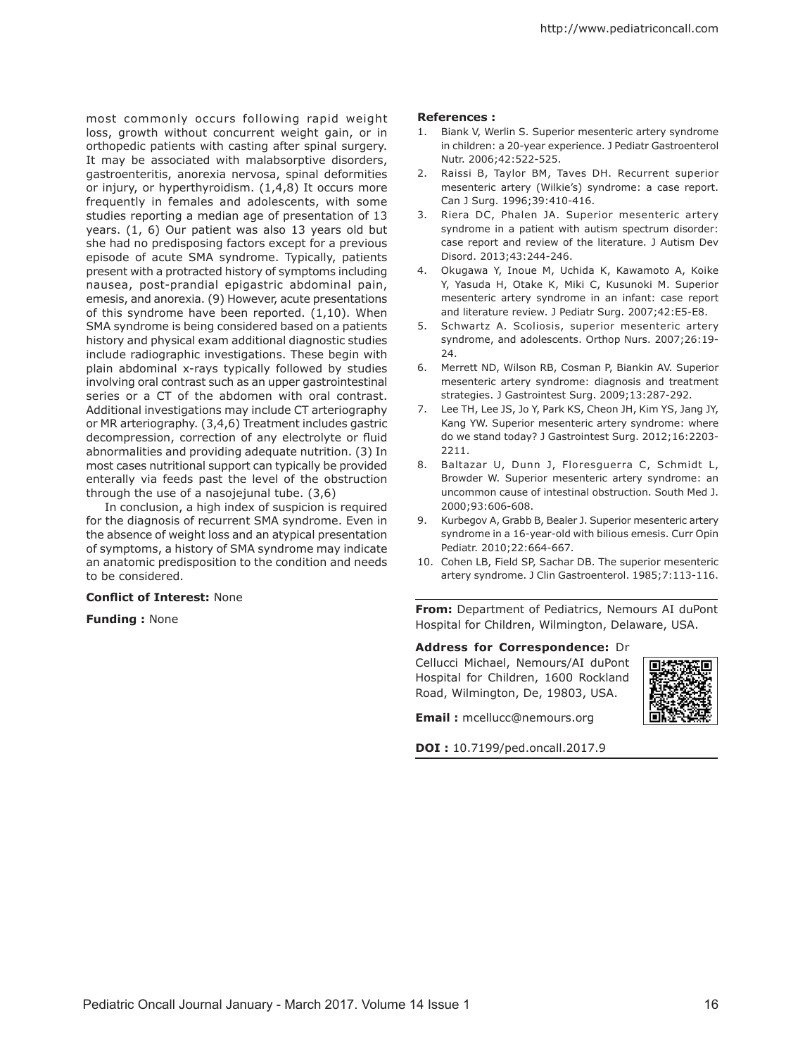most commonly occurs following rapid weight loss, growth without concurrent weight gain, or in orthopedic patients with casting after spinal surgery. It may be associated with malabsorptive disorders, gastroenteritis, anorexia nervosa, spinal deformities or injury, or hyperthyroidism. (1,4,8) It occurs more frequently in females and adolescents, with some studies reporting a median age of presentation of 13 years. (1, 6) Our patient was also 13 years old but she had no predisposing factors except for a previous episode of acute SMA syndrome. Typically, patients present with a protracted history of symptoms including nausea, post-prandial epigastric abdominal pain, emesis, and anorexia. (9) However, acute presentations of this syndrome have been reported. (1,10). When SMA syndrome is being considered based on a patients history and physical exam additional diagnostic studies include radiographic investigations. These begin with plain abdominal x-rays typically followed by studies involving oral contrast such as an upper gastrointestinal series or a CT of the abdomen with oral contrast. Additional investigations may include CT arteriography or MR arteriography. (3,4,6) Treatment includes gastric decompression, correction of any electrolyte or fluid abnormalities and providing adequate nutrition. (3) In most cases nutritional support can typically be provided enterally via feeds past the level of the obstruction through the use of a nasojejunal tube. (3,6)

In conclusion, a high index of suspicion is required for the diagnosis of recurrent SMA syndrome. Even in the absence of weight loss and an atypical presentation of symptoms, a history of SMA syndrome may indicate an anatomic predisposition to the condition and needs to be considered.

**Conflict of Interest:** None

**Funding :** None

**References :**

1. Biank V, Werlin S. Superior mesenteric artery syndrome in children: a 20-year experience. J Pediatr Gastroenterol Nutr. 2006;42:522-525.
2. Raissi B, Taylor BM, Taves DH. Recurrent superior mesenteric artery (Wilkie's) syndrome: a case report. Can J Surg. 1996;39:410-416.
3. Riera DC, Phalen JA. Superior mesenteric artery syndrome in a patient with autism spectrum disorder: case report and review of the literature. J Autism Dev Disord. 2013;43:244-246.
4. Okugawa Y, Inoue M, Uchida K, Kawamoto A, Koike Y, Yasuda H, Otake K, Miki C, Kusunoki M. Superior mesenteric artery syndrome in an infant: case report and literature review. J Pediatr Surg. 2007;42:E5-E8.
5. Schwartz A. Scoliosis, superior mesenteric artery syndrome, and adolescents. Orthop Nurs. 2007;26:19-24.
6. Merrett ND, Wilson RB, Cosman P, Biankin AV. Superior mesenteric artery syndrome: diagnosis and treatment strategies. J Gastrointest Surg. 2009;13:287-292.
7. Lee TH, Lee JS, Jo Y, Park KS, Cheon JH, Kim YS, Jang JY, Kang YW. Superior mesenteric artery syndrome: where do we stand today? J Gastrointest Surg. 2012;16:2203-2211.
8. Baltazar U, Dunn J, Floresguerra C, Schmidt L, Browder W. Superior mesenteric artery syndrome: an uncommon cause of intestinal obstruction. South Med J. 2000;93:606-608.
9. Kurbegov A, Grabb B, Bealer J. Superior mesenteric artery syndrome in a 16-year-old with bilious emesis. Curr Opin Pediatr. 2010;22:664-667.
10. Cohen LB, Field SP, Sachar DB. The superior mesenteric artery syndrome. J Clin Gastroenterol. 1985;7:113-116.

**From:** Department of Pediatrics, Nemours AI duPont Hospital for Children, Wilmington, Delaware, USA.

**Address for Correspondence:** Dr Cellucci Michael, Nemours/AI duPont Hospital for Children, 1600 Rockland Road, Wilmington, De, 19803, USA.

**Email :** mcellucc@nemours.org

**DOI :** 10.7199/ped.oncall.2017.9